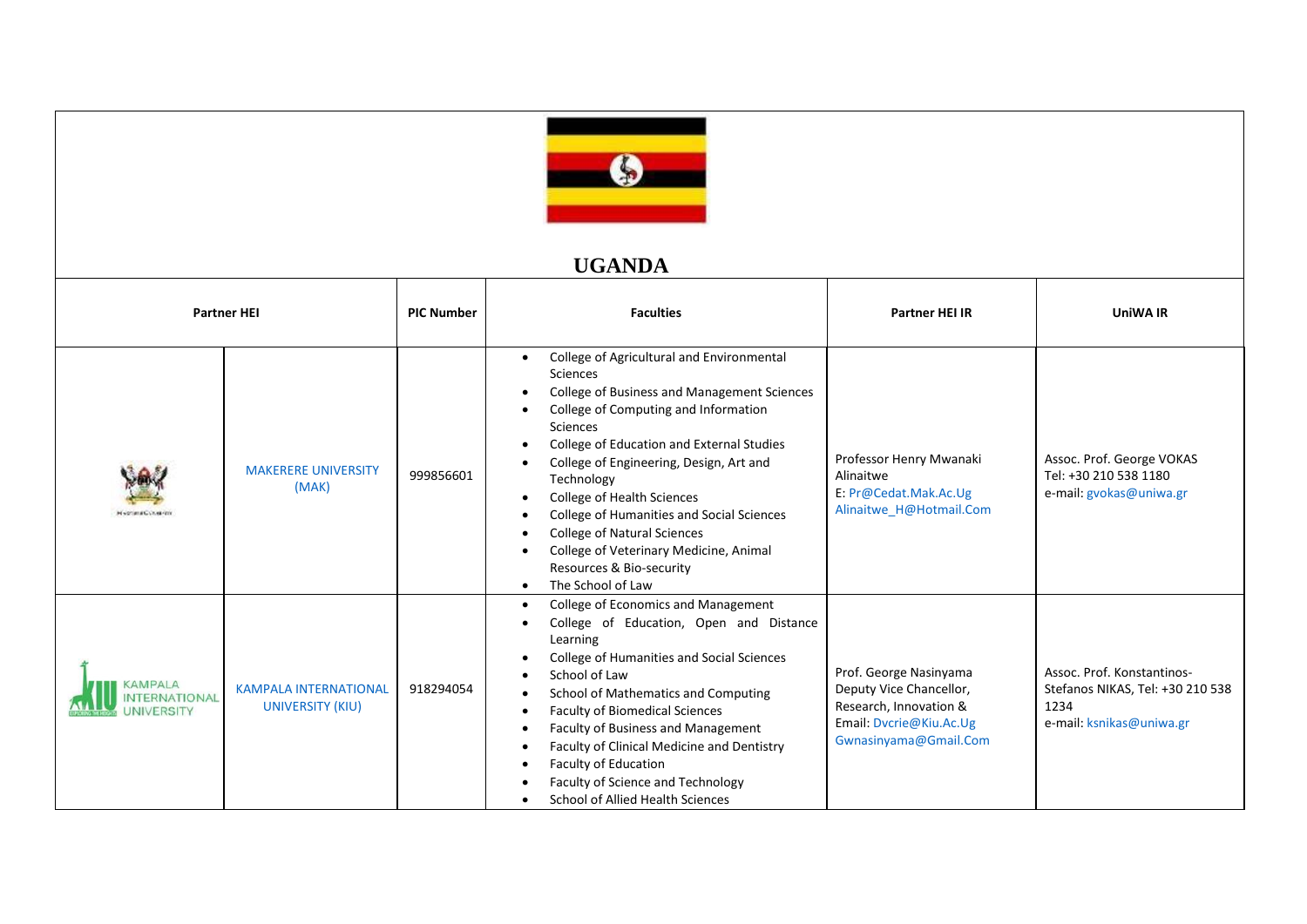# UGANDA

| Partner HEI | | PIC Number | Faculties | Partner HEI IR | UniWA IR |
|---|---|---|---|---|---|
| | MAKERERE UNIVERSITY (MAK) | 999856601 | • College of Agricultural and Environmental Sciences<br>• College of Business and Management Sciences<br>• College of Computing and Information Sciences<br>• College of Education and External Studies<br>• College of Engineering, Design, Art and Technology<br>• College of Health Sciences<br>• College of Humanities and Social Sciences<br>• College of Natural Sciences<br>• College of Veterinary Medicine, Animal Resources & Bio-security<br>• The School of Law | Professor Henry Mwanaki Alinaitwe<br>E: Pr@Cedat.Mak.Ac.Ug<br>Alinaitwe_H@Hotmail.Com | Assoc. Prof. George VOKAS<br>Tel: +30 210 538 1180<br>e-mail: gvokas@uniwa.gr |
| | KAMPALA INTERNATIONAL UNIVERSITY (KIU) | 918294054 | • College of Economics and Management<br>• College of Education, Open and Distance Learning<br>• College of Humanities and Social Sciences<br>• School of Law<br>• School of Mathematics and Computing<br>• Faculty of Biomedical Sciences<br>• Faculty of Business and Management<br>• Faculty of Clinical Medicine and Dentistry<br>• Faculty of Education<br>• Faculty of Science and Technology<br>• School of Allied Health Sciences | Prof. George Nasinyama<br>Deputy Vice Chancellor, Research, Innovation &<br>Email: Dvcrie@Kiu.Ac.Ug<br>Gwnasinyama@Gmail.Com | Assoc. Prof. Konstantinos-Stefanos NIKAS, Tel: +30 210 538 1234<br>e-mail: ksnikas@uniwa.gr |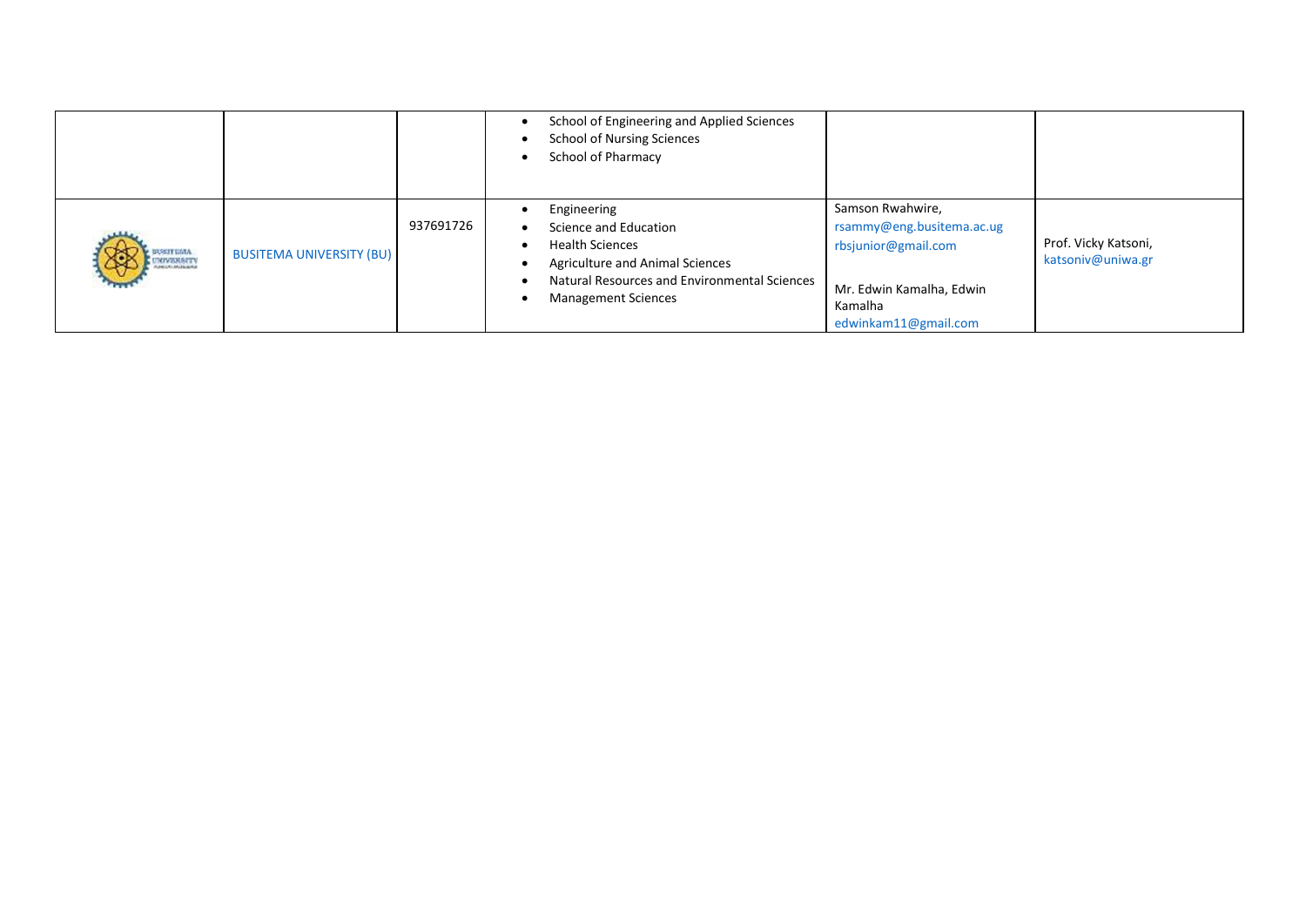| | | | | | |
|---|---|---|---|---|---|
| | | | • School of Engineering and Applied Sciences<br>• School of Nursing Sciences<br>• School of Pharmacy | | |
| BUSITEMA UNIVERSITY | BUSITEMA UNIVERSITY (BU) | 937691726 | • Engineering<br>• Science and Education<br>• Health Sciences<br>• Agriculture and Animal Sciences<br>• Natural Resources and Environmental Sciences<br>• Management Sciences | Samson Rwahwire, rsammy@eng.busitema.ac.ug rbsjunior@gmail.com<br><br>Mr. Edwin Kamalha, Edwin Kamalha edwinkam11@gmail.com | Prof. Vicky Katsoni, katsoniv@uniwa.gr |